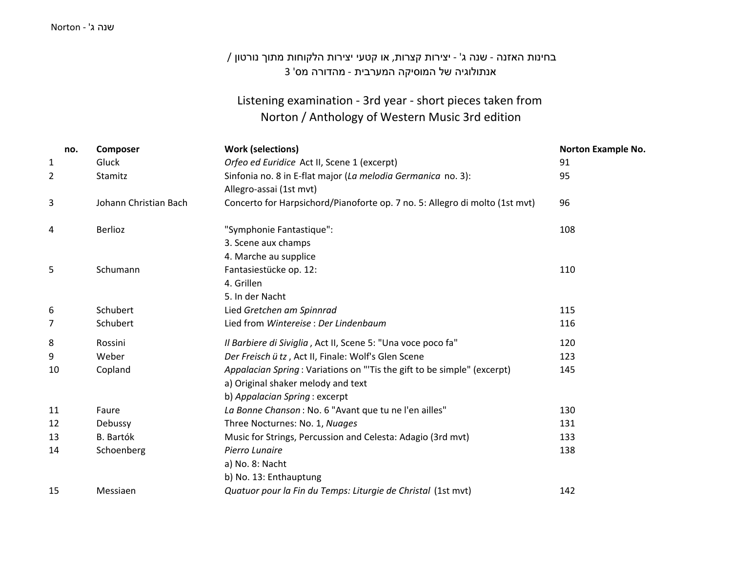בחינות האזנה - שנה ג' - יצירות קצרות, או קטעי יצירות הלקוחות מתוך נורטון /
אנתולוגיה של המוסיקה המערבית - מהדורה מס' 3

# Listening examination - 3rd year - short pieces taken from Norton / Anthology of Western Music 3rd edition

| no. | Composer | Work (selections) | Norton Example No. |
|---|---|---|---|
| 1 | Gluck | *Orfeo ed Euridice* Act II, Scene 1 (excerpt) | 91 |
| 2 | Stamitz | Sinfonia no. 8 in E-flat major (*La melodia Germanica* no. 3): Allegro-assai (1st mvt) | 95 |
| 3 | Johann Christian Bach | Concerto for Harpsichord/Pianoforte op. 7 no. 5: Allegro di molto (1st mvt) | 96 |
| 4 | Berlioz | "Symphonie Fantastique":<br>3. Scene aux champs<br>4. Marche au supplice | 108 |
| 5 | Schumann | Fantasiestücke op. 12:<br>4. Grillen<br>5. In der Nacht | 110 |
| 6 | Schubert | Lied *Gretchen am Spinnrad* | 115 |
| 7 | Schubert | Lied from *Wintereise* : *Der Lindenbaum* | 116 |
| 8 | Rossini | *Il Barbiere di Siviglia* , Act II, Scene 5: "Una voce poco fa" | 120 |
| 9 | Weber | *Der Freisch ü tz* , Act II, Finale: Wolf's Glen Scene | 123 |
| 10 | Copland | *Appalacian Spring* : Variations on "'Tis the gift to be simple" (excerpt)<br>a) Original shaker melody and text<br>b) *Appalacian Spring* : excerpt | 145 |
| 11 | Faure | *La Bonne Chanson* : No. 6 "Avant que tu ne l'en ailles" | 130 |
| 12 | Debussy | Three Nocturnes: No. 1, *Nuages* | 131 |
| 13 | B. Bartók | Music for Strings, Percussion and Celesta: Adagio (3rd mvt) | 133 |
| 14 | Schoenberg | *Pierro Lunaire*<br>a) No. 8: Nacht<br>b) No. 13: Enthauptung | 138 |
| 15 | Messiaen | *Quatuor pour la Fin du Temps: Liturgie de Christal* (1st mvt) | 142 |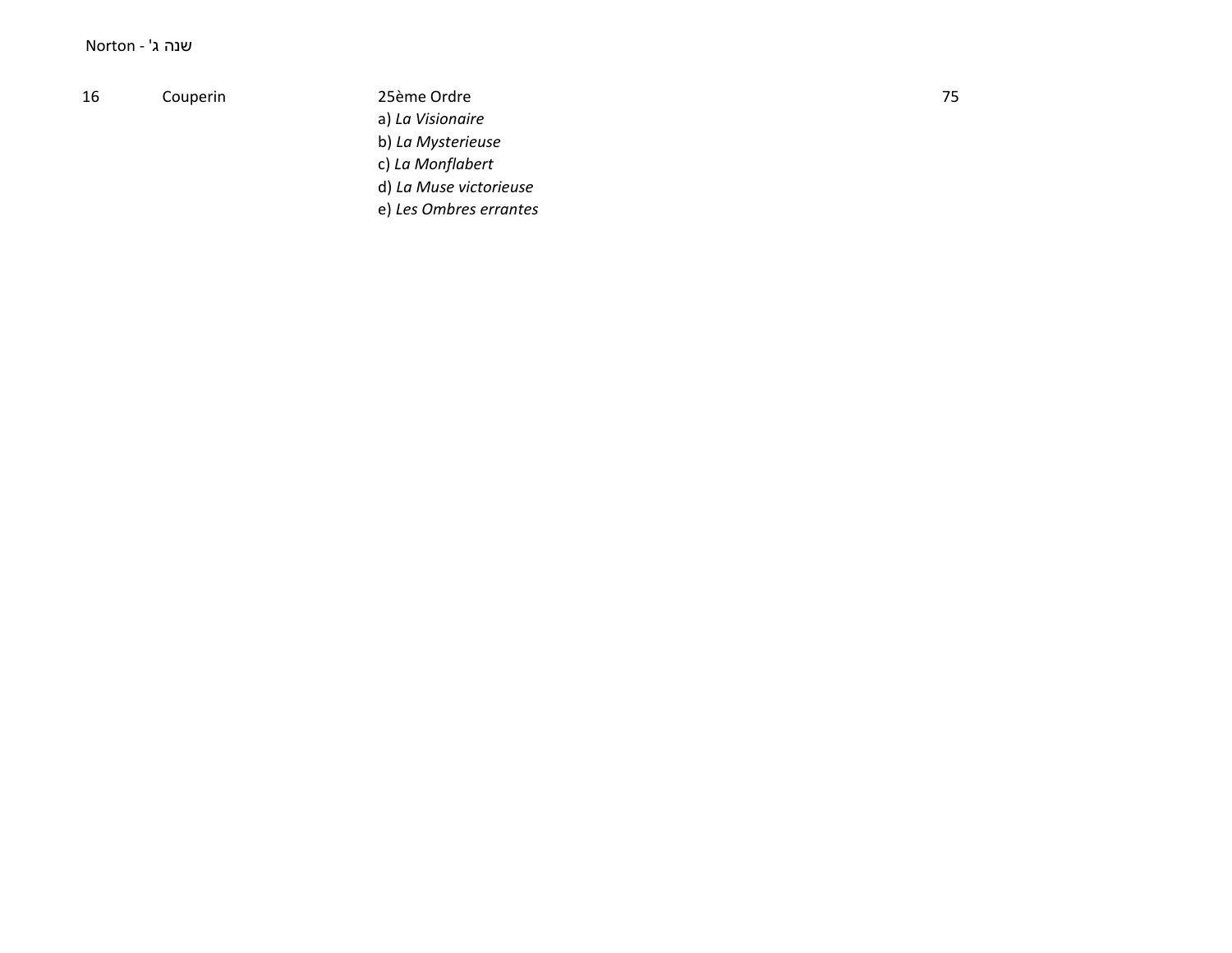Norton - שנה ג'

| | | | |
|---|---|---|---|
| 16 | Couperin | 25ème Ordre<br>a) *La Visionaire*<br>b) *La Mysterieuse*<br>c) *La Monflabert*<br>d) *La Muse victorieuse*<br>e) *Les Ombres errantes* | 75 |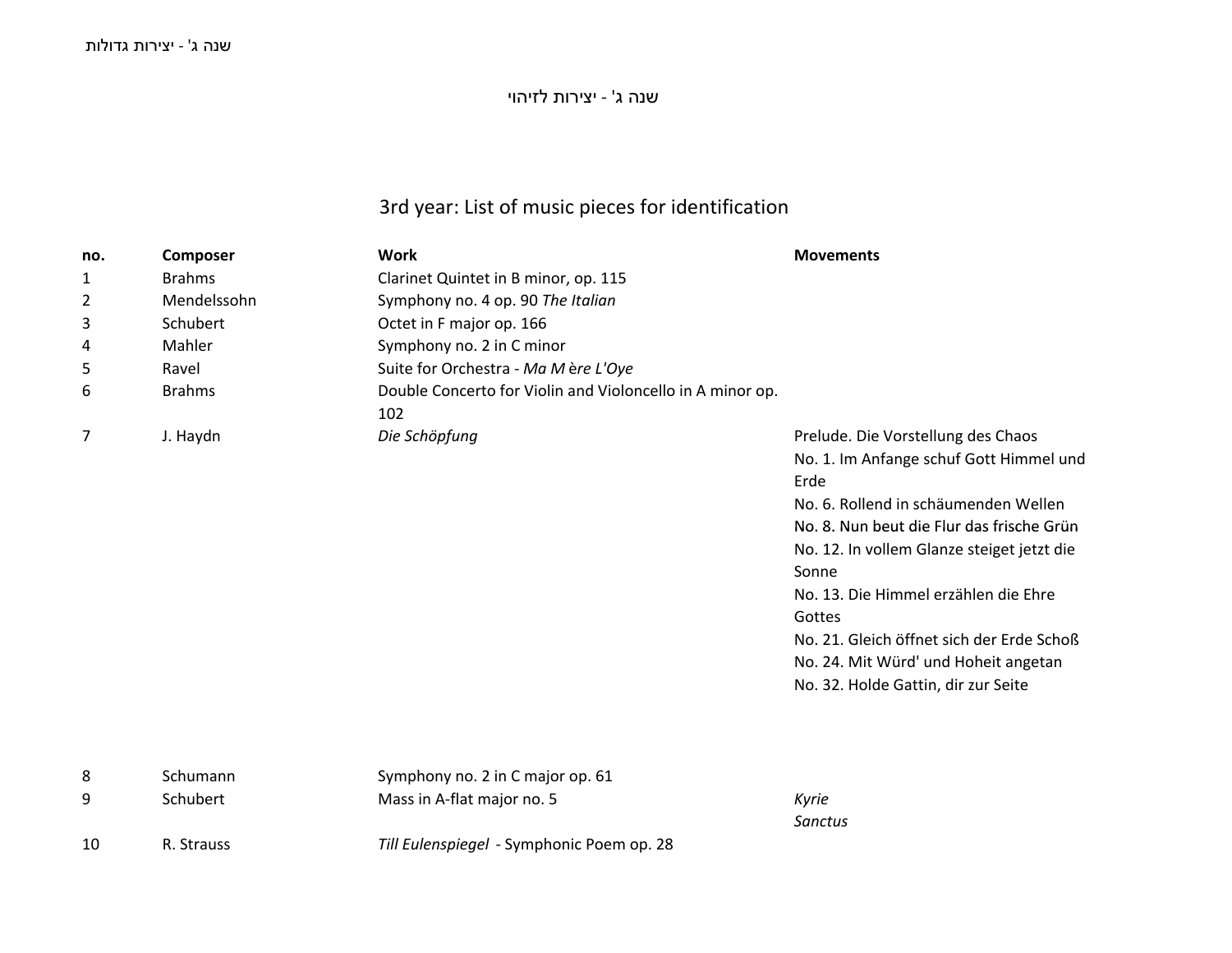שנה ג' - יצירות לזיהוי

# 3rd year: List of music pieces for identification

| no. | Composer | Work | Movements |
|---|---|---|---|
| 1 | Brahms | Clarinet Quintet in B minor, op. 115 | |
| 2 | Mendelssohn | Symphony no. 4 op. 90 *The Italian* | |
| 3 | Schubert | Octet in F major op. 166 | |
| 4 | Mahler | Symphony no. 2 in C minor | |
| 5 | Ravel | Suite for Orchestra - *Ma M ère L'Oye* | |
| 6 | Brahms | Double Concerto for Violin and Violoncello in A minor op. 102 | |
| 7 | J. Haydn | *Die Schöpfung* | Prelude. Die Vorstellung des Chaos<br>No. 1. Im Anfange schuf Gott Himmel und Erde<br>No. 6. Rollend in schäumenden Wellen<br>No. 8. Nun beut die Flur das frische Grün<br>No. 12. In vollem Glanze steiget jetzt die Sonne<br>No. 13. Die Himmel erzählen die Ehre Gottes<br>No. 21. Gleich öffnet sich der Erde Schoß<br>No. 24. Mit Würd' und Hoheit angetan<br>No. 32. Holde Gattin, dir zur Seite |
| 8 | Schumann | Symphony no. 2 in C major op. 61 | |
| 9 | Schubert | Mass in A-flat major no. 5 | *Kyrie*<br>*Sanctus* |
| 10 | R. Strauss | *Till Eulenspiegel* - Symphonic Poem op. 28 | |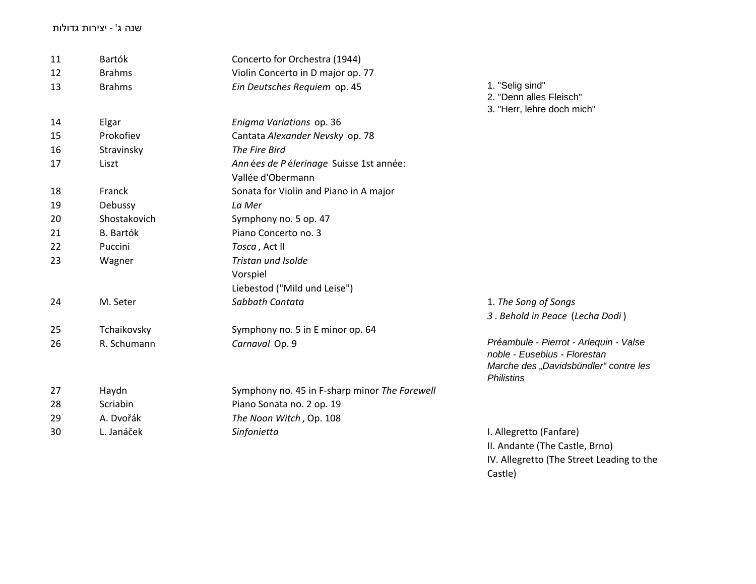שנה ג' - יצירות גדולות

| | | | |
|---|---|---|---|
| 11 | Bartók | Concerto for Orchestra (1944) | |
| 12 | Brahms | Violin Concerto in D major op. 77 | |
| 13 | Brahms | *Ein Deutsches Requiem* op. 45 | 1. "Selig sind"<br>2. "Denn alles Fleisch"<br>3. "Herr, lehre doch mich" |
| 14 | Elgar | *Enigma Variations* op. 36 | |
| 15 | Prokofiev | Cantata *Alexander Nevsky* op. 78 | |
| 16 | Stravinsky | *The Fire Bird* | |
| 17 | Liszt | *Ann ées de P élerinage* Suisse 1st année:<br>Vallée d'Obermann | |
| 18 | Franck | Sonata for Violin and Piano in A major | |
| 19 | Debussy | *La Mer* | |
| 20 | Shostakovich | Symphony no. 5 op. 47 | |
| 21 | B. Bartók | Piano Concerto no. 3 | |
| 22 | Puccini | *Tosca* , Act II | |
| 23 | Wagner | *Tristan und Isolde*<br>Vorspiel<br>Liebestod ("Mild und Leise") | |
| 24 | M. Seter | *Sabbath Cantata* | 1. *The Song of Songs*<br>*3* . *Behold in Peace* (*Lecha Dodi* ) |
| 25 | Tchaikovsky | Symphony no. 5 in E minor op. 64 | |
| 26 | R. Schumann | *Carnaval* Op. 9 | *Préambule - Pierrot - Arlequin - Valse noble - Eusebius - Florestan*<br>*Marche des „Davidsbündler" contre les Philistins* |
| 27 | Haydn | Symphony no. 45 in F-sharp minor *The Farewell* | |
| 28 | Scriabin | Piano Sonata no. 2 op. 19 | |
| 29 | A. Dvořák | *The Noon Witch* , Op. 108 | |
| 30 | L. Janáček | *Sinfonietta* | I. Allegretto (Fanfare)<br>II. Andante (The Castle, Brno)<br>IV. Allegretto (The Street Leading to the Castle) |